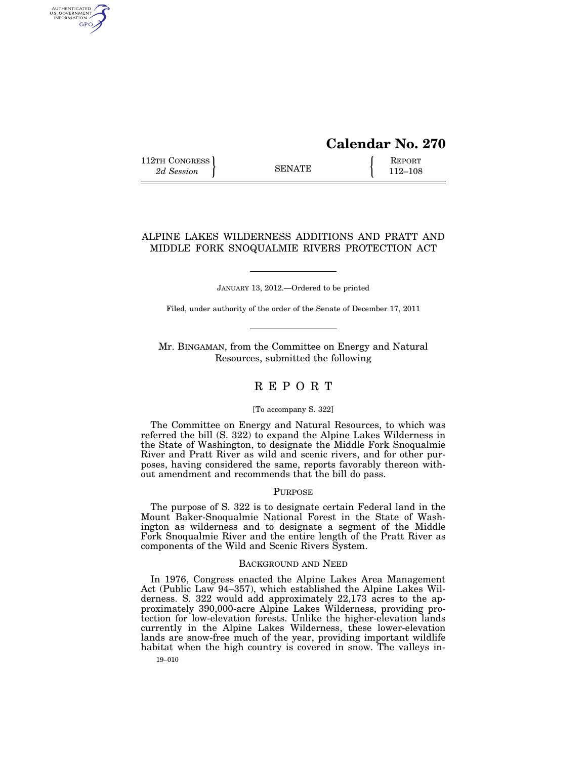# Calendar No. 270

112TH CONGRESS
*2d Session*

SENATE

REPORT
112–108

## ALPINE LAKES WILDERNESS ADDITIONS AND PRATT AND MIDDLE FORK SNOQUALMIE RIVERS PROTECTION ACT

JANUARY 13, 2012.—Ordered to be printed

Filed, under authority of the order of the Senate of December 17, 2011

Mr. BINGAMAN, from the Committee on Energy and Natural Resources, submitted the following

## R E P O R T

[To accompany S. 322]

The Committee on Energy and Natural Resources, to which was referred the bill (S. 322) to expand the Alpine Lakes Wilderness in the State of Washington, to designate the Middle Fork Snoqualmie River and Pratt River as wild and scenic rivers, and for other purposes, having considered the same, reports favorably thereon without amendment and recommends that the bill do pass.

### PURPOSE

The purpose of S. 322 is to designate certain Federal land in the Mount Baker-Snoqualmie National Forest in the State of Washington as wilderness and to designate a segment of the Middle Fork Snoqualmie River and the entire length of the Pratt River as components of the Wild and Scenic Rivers System.

### BACKGROUND AND NEED

In 1976, Congress enacted the Alpine Lakes Area Management Act (Public Law 94–357), which established the Alpine Lakes Wilderness. S. 322 would add approximately 22,173 acres to the approximately 390,000-acre Alpine Lakes Wilderness, providing protection for low-elevation forests. Unlike the higher-elevation lands currently in the Alpine Lakes Wilderness, these lower-elevation lands are snow-free much of the year, providing important wildlife habitat when the high country is covered in snow. The valleys in-

19–010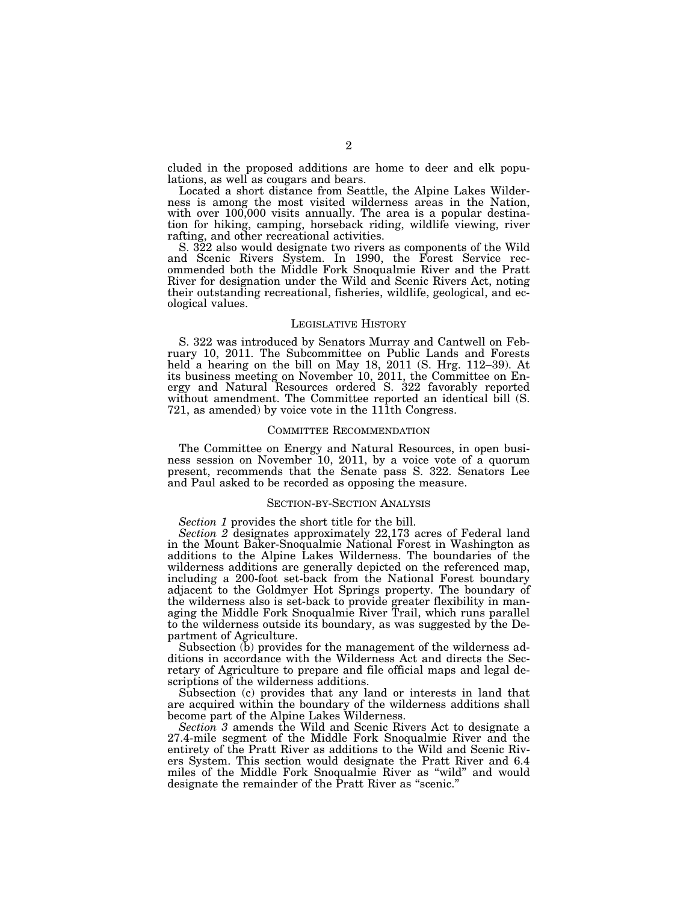cluded in the proposed additions are home to deer and elk populations, as well as cougars and bears.

Located a short distance from Seattle, the Alpine Lakes Wilderness is among the most visited wilderness areas in the Nation, with over 100,000 visits annually. The area is a popular destination for hiking, camping, horseback riding, wildlife viewing, river rafting, and other recreational activities.

S. 322 also would designate two rivers as components of the Wild and Scenic Rivers System. In 1990, the Forest Service recommended both the Middle Fork Snoqualmie River and the Pratt River for designation under the Wild and Scenic Rivers Act, noting their outstanding recreational, fisheries, wildlife, geological, and ecological values.

## LEGISLATIVE HISTORY

S. 322 was introduced by Senators Murray and Cantwell on February 10, 2011. The Subcommittee on Public Lands and Forests held a hearing on the bill on May 18, 2011 (S. Hrg. 112–39). At its business meeting on November 10, 2011, the Committee on Energy and Natural Resources ordered S. 322 favorably reported without amendment. The Committee reported an identical bill (S. 721, as amended) by voice vote in the 111th Congress.

## COMMITTEE RECOMMENDATION

The Committee on Energy and Natural Resources, in open business session on November 10, 2011, by a voice vote of a quorum present, recommends that the Senate pass S. 322. Senators Lee and Paul asked to be recorded as opposing the measure.

## SECTION-BY-SECTION ANALYSIS

*Section 1* provides the short title for the bill.

*Section 2* designates approximately 22,173 acres of Federal land in the Mount Baker-Snoqualmie National Forest in Washington as additions to the Alpine Lakes Wilderness. The boundaries of the wilderness additions are generally depicted on the referenced map, including a 200-foot set-back from the National Forest boundary adjacent to the Goldmyer Hot Springs property. The boundary of the wilderness also is set-back to provide greater flexibility in managing the Middle Fork Snoqualmie River Trail, which runs parallel to the wilderness outside its boundary, as was suggested by the Department of Agriculture.

Subsection (b) provides for the management of the wilderness additions in accordance with the Wilderness Act and directs the Secretary of Agriculture to prepare and file official maps and legal descriptions of the wilderness additions.

Subsection (c) provides that any land or interests in land that are acquired within the boundary of the wilderness additions shall become part of the Alpine Lakes Wilderness.

*Section 3* amends the Wild and Scenic Rivers Act to designate a 27.4-mile segment of the Middle Fork Snoqualmie River and the entirety of the Pratt River as additions to the Wild and Scenic Rivers System. This section would designate the Pratt River and 6.4 miles of the Middle Fork Snoqualmie River as "wild" and would designate the remainder of the Pratt River as "scenic."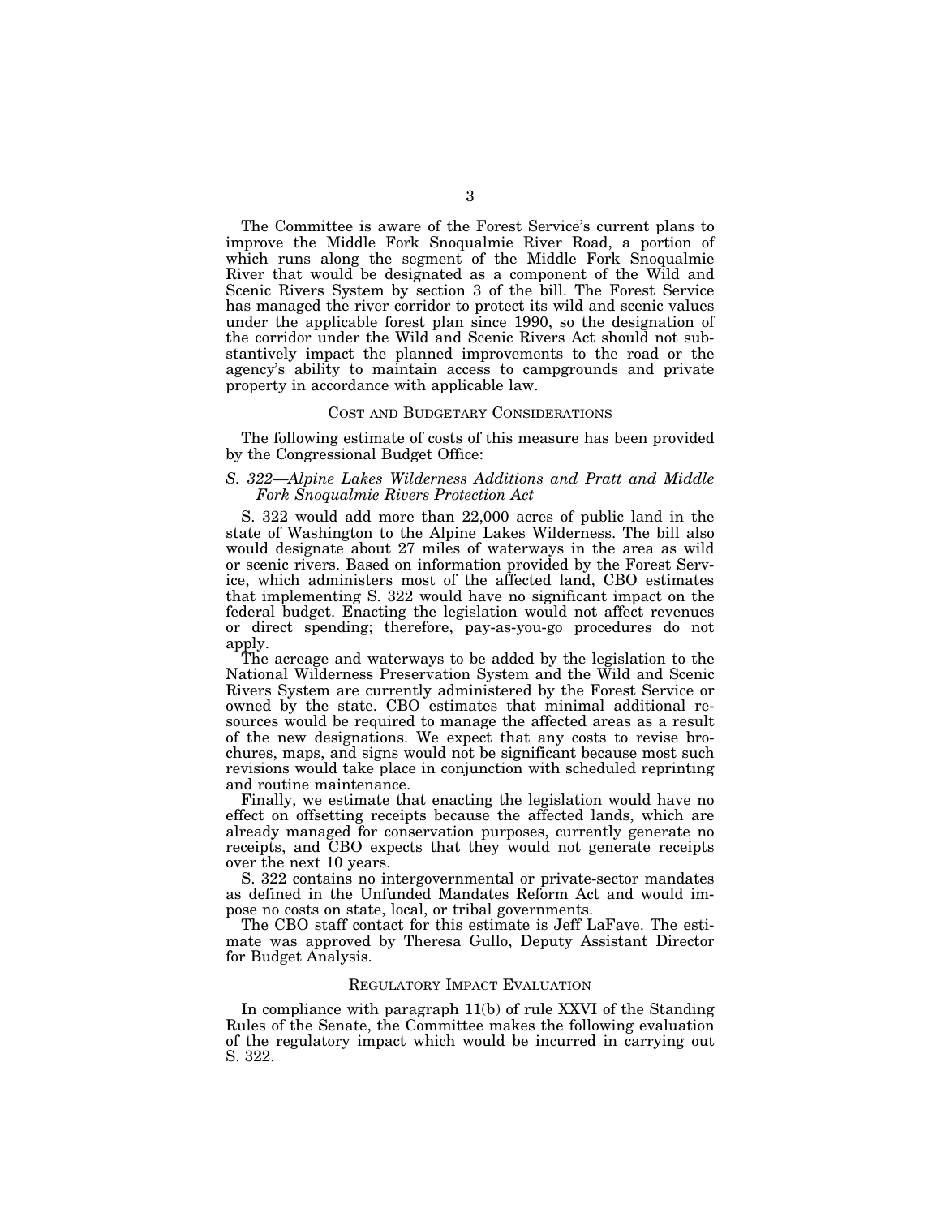The Committee is aware of the Forest Service's current plans to improve the Middle Fork Snoqualmie River Road, a portion of which runs along the segment of the Middle Fork Snoqualmie River that would be designated as a component of the Wild and Scenic Rivers System by section 3 of the bill. The Forest Service has managed the river corridor to protect its wild and scenic values under the applicable forest plan since 1990, so the designation of the corridor under the Wild and Scenic Rivers Act should not substantively impact the planned improvements to the road or the agency's ability to maintain access to campgrounds and private property in accordance with applicable law.

## COST AND BUDGETARY CONSIDERATIONS

The following estimate of costs of this measure has been provided by the Congressional Budget Office:

### *S. 322—Alpine Lakes Wilderness Additions and Pratt and Middle Fork Snoqualmie Rivers Protection Act*

S. 322 would add more than 22,000 acres of public land in the state of Washington to the Alpine Lakes Wilderness. The bill also would designate about 27 miles of waterways in the area as wild or scenic rivers. Based on information provided by the Forest Service, which administers most of the affected land, CBO estimates that implementing S. 322 would have no significant impact on the federal budget. Enacting the legislation would not affect revenues or direct spending; therefore, pay-as-you-go procedures do not apply.

The acreage and waterways to be added by the legislation to the National Wilderness Preservation System and the Wild and Scenic Rivers System are currently administered by the Forest Service or owned by the state. CBO estimates that minimal additional resources would be required to manage the affected areas as a result of the new designations. We expect that any costs to revise brochures, maps, and signs would not be significant because most such revisions would take place in conjunction with scheduled reprinting and routine maintenance.

Finally, we estimate that enacting the legislation would have no effect on offsetting receipts because the affected lands, which are already managed for conservation purposes, currently generate no receipts, and CBO expects that they would not generate receipts over the next 10 years.

S. 322 contains no intergovernmental or private-sector mandates as defined in the Unfunded Mandates Reform Act and would impose no costs on state, local, or tribal governments.

The CBO staff contact for this estimate is Jeff LaFave. The estimate was approved by Theresa Gullo, Deputy Assistant Director for Budget Analysis.

## REGULATORY IMPACT EVALUATION

In compliance with paragraph 11(b) of rule XXVI of the Standing Rules of the Senate, the Committee makes the following evaluation of the regulatory impact which would be incurred in carrying out S. 322.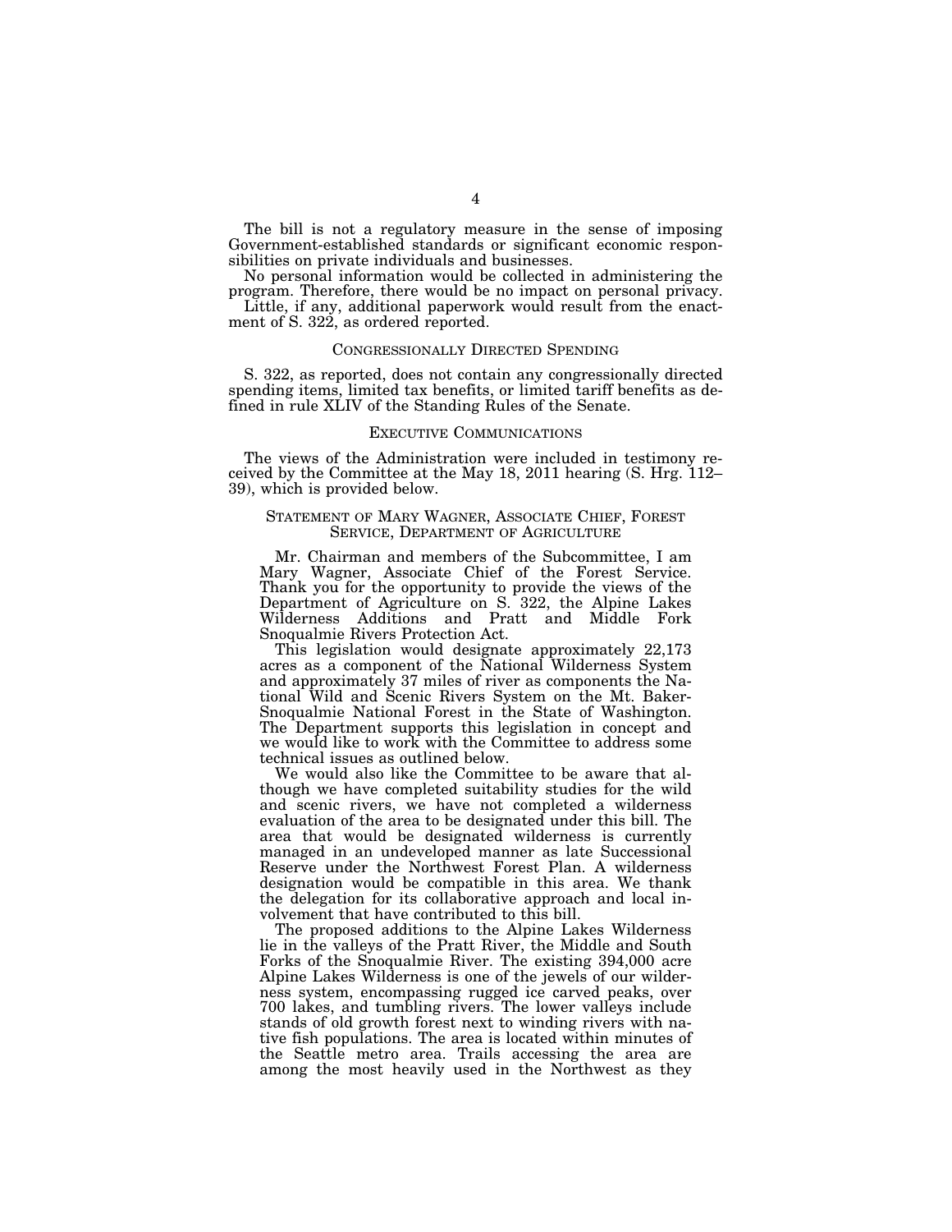The bill is not a regulatory measure in the sense of imposing Government-established standards or significant economic responsibilities on private individuals and businesses.

No personal information would be collected in administering the program. Therefore, there would be no impact on personal privacy.

Little, if any, additional paperwork would result from the enactment of S. 322, as ordered reported.

## CONGRESSIONALLY DIRECTED SPENDING

S. 322, as reported, does not contain any congressionally directed spending items, limited tax benefits, or limited tariff benefits as defined in rule XLIV of the Standing Rules of the Senate.

## EXECUTIVE COMMUNICATIONS

The views of the Administration were included in testimony received by the Committee at the May 18, 2011 hearing (S. Hrg. 112–39), which is provided below.

### STATEMENT OF MARY WAGNER, ASSOCIATE CHIEF, FOREST SERVICE, DEPARTMENT OF AGRICULTURE

Mr. Chairman and members of the Subcommittee, I am Mary Wagner, Associate Chief of the Forest Service. Thank you for the opportunity to provide the views of the Department of Agriculture on S. 322, the Alpine Lakes Wilderness Additions and Pratt and Middle Fork Snoqualmie Rivers Protection Act.

This legislation would designate approximately 22,173 acres as a component of the National Wilderness System and approximately 37 miles of river as components the National Wild and Scenic Rivers System on the Mt. Baker-Snoqualmie National Forest in the State of Washington. The Department supports this legislation in concept and we would like to work with the Committee to address some technical issues as outlined below.

We would also like the Committee to be aware that although we have completed suitability studies for the wild and scenic rivers, we have not completed a wilderness evaluation of the area to be designated under this bill. The area that would be designated wilderness is currently managed in an undeveloped manner as late Successional Reserve under the Northwest Forest Plan. A wilderness designation would be compatible in this area. We thank the delegation for its collaborative approach and local involvement that have contributed to this bill.

The proposed additions to the Alpine Lakes Wilderness lie in the valleys of the Pratt River, the Middle and South Forks of the Snoqualmie River. The existing 394,000 acre Alpine Lakes Wilderness is one of the jewels of our wilderness system, encompassing rugged ice carved peaks, over 700 lakes, and tumbling rivers. The lower valleys include stands of old growth forest next to winding rivers with native fish populations. The area is located within minutes of the Seattle metro area. Trails accessing the area are among the most heavily used in the Northwest as they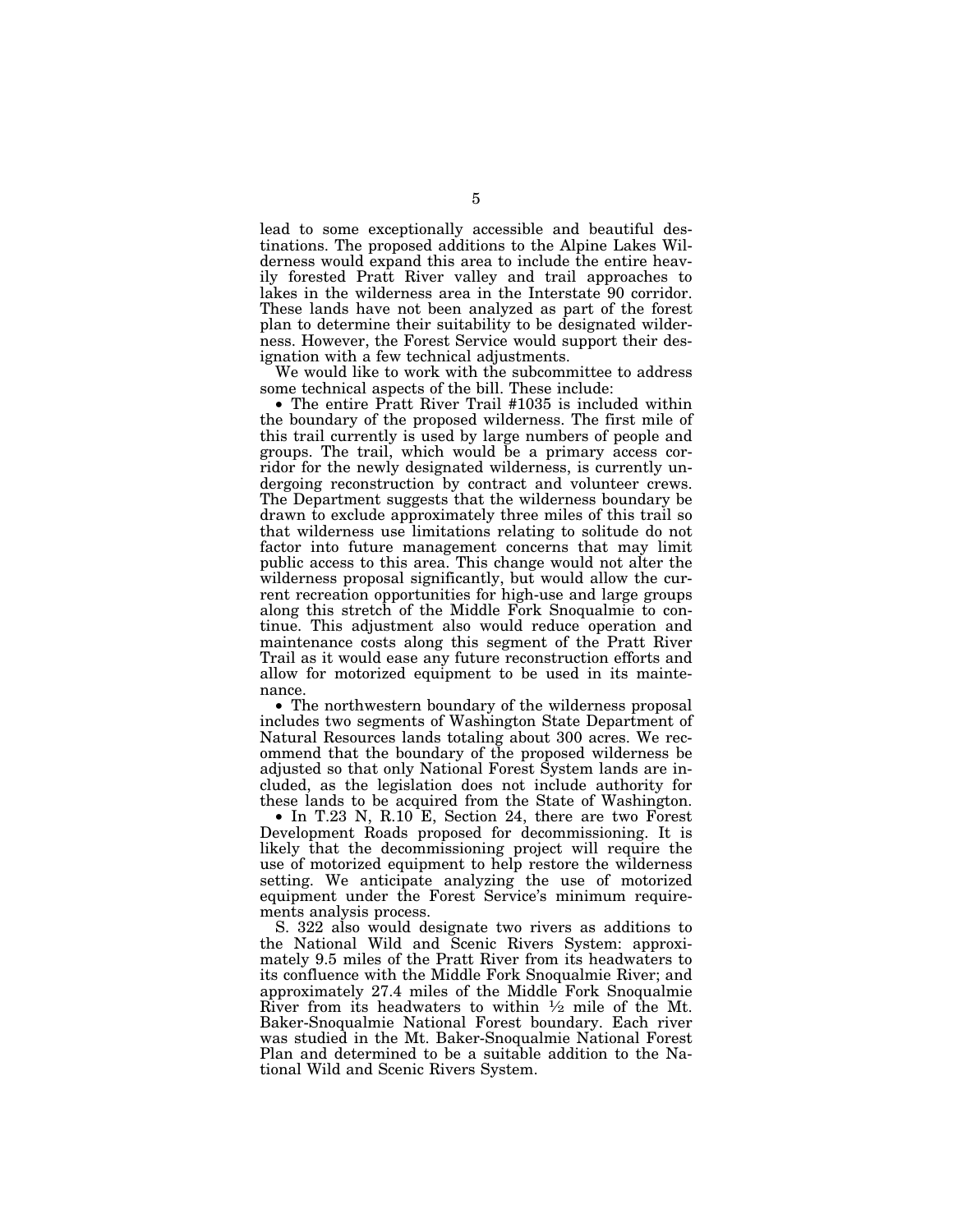lead to some exceptionally accessible and beautiful destinations. The proposed additions to the Alpine Lakes Wilderness would expand this area to include the entire heavily forested Pratt River valley and trail approaches to lakes in the wilderness area in the Interstate 90 corridor. These lands have not been analyzed as part of the forest plan to determine their suitability to be designated wilderness. However, the Forest Service would support their designation with a few technical adjustments.

We would like to work with the subcommittee to address some technical aspects of the bill. These include:

- The entire Pratt River Trail #1035 is included within the boundary of the proposed wilderness. The first mile of this trail currently is used by large numbers of people and groups. The trail, which would be a primary access corridor for the newly designated wilderness, is currently undergoing reconstruction by contract and volunteer crews. The Department suggests that the wilderness boundary be drawn to exclude approximately three miles of this trail so that wilderness use limitations relating to solitude do not factor into future management concerns that may limit public access to this area. This change would not alter the wilderness proposal significantly, but would allow the current recreation opportunities for high-use and large groups along this stretch of the Middle Fork Snoqualmie to continue. This adjustment also would reduce operation and maintenance costs along this segment of the Pratt River Trail as it would ease any future reconstruction efforts and allow for motorized equipment to be used in its maintenance.
- The northwestern boundary of the wilderness proposal includes two segments of Washington State Department of Natural Resources lands totaling about 300 acres. We recommend that the boundary of the proposed wilderness be adjusted so that only National Forest System lands are included, as the legislation does not include authority for these lands to be acquired from the State of Washington.
- In T.23 N, R.10 E, Section 24, there are two Forest Development Roads proposed for decommissioning. It is likely that the decommissioning project will require the use of motorized equipment to help restore the wilderness setting. We anticipate analyzing the use of motorized equipment under the Forest Service's minimum requirements analysis process.

S. 322 also would designate two rivers as additions to the National Wild and Scenic Rivers System: approximately 9.5 miles of the Pratt River from its headwaters to its confluence with the Middle Fork Snoqualmie River; and approximately 27.4 miles of the Middle Fork Snoqualmie River from its headwaters to within ½ mile of the Mt. Baker-Snoqualmie National Forest boundary. Each river was studied in the Mt. Baker-Snoqualmie National Forest Plan and determined to be a suitable addition to the National Wild and Scenic Rivers System.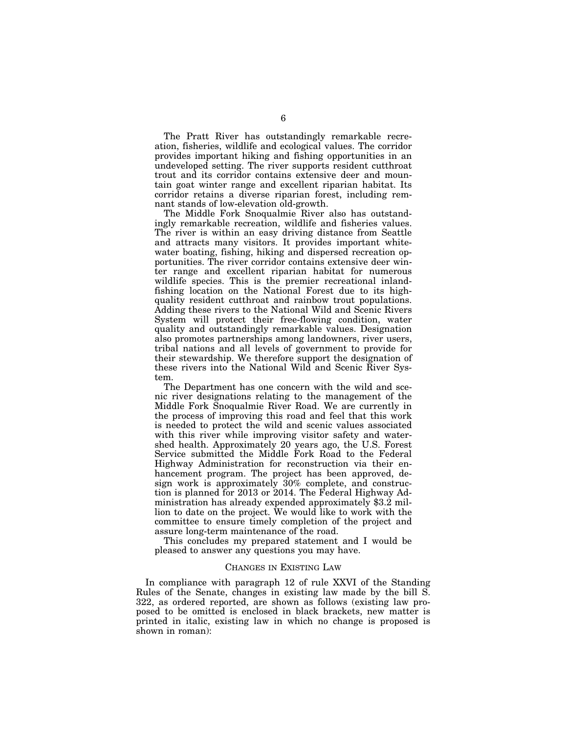The Pratt River has outstandingly remarkable recreation, fisheries, wildlife and ecological values. The corridor provides important hiking and fishing opportunities in an undeveloped setting. The river supports resident cutthroat trout and its corridor contains extensive deer and mountain goat winter range and excellent riparian habitat. Its corridor retains a diverse riparian forest, including remnant stands of low-elevation old-growth.

The Middle Fork Snoqualmie River also has outstandingly remarkable recreation, wildlife and fisheries values. The river is within an easy driving distance from Seattle and attracts many visitors. It provides important whitewater boating, fishing, hiking and dispersed recreation opportunities. The river corridor contains extensive deer winter range and excellent riparian habitat for numerous wildlife species. This is the premier recreational inland-fishing location on the National Forest due to its high-quality resident cutthroat and rainbow trout populations. Adding these rivers to the National Wild and Scenic Rivers System will protect their free-flowing condition, water quality and outstandingly remarkable values. Designation also promotes partnerships among landowners, river users, tribal nations and all levels of government to provide for their stewardship. We therefore support the designation of these rivers into the National Wild and Scenic River System.

The Department has one concern with the wild and scenic river designations relating to the management of the Middle Fork Snoqualmie River Road. We are currently in the process of improving this road and feel that this work is needed to protect the wild and scenic values associated with this river while improving visitor safety and watershed health. Approximately 20 years ago, the U.S. Forest Service submitted the Middle Fork Road to the Federal Highway Administration for reconstruction via their enhancement program. The project has been approved, design work is approximately 30% complete, and construction is planned for 2013 or 2014. The Federal Highway Administration has already expended approximately $3.2 million to date on the project. We would like to work with the committee to ensure timely completion of the project and assure long-term maintenance of the road.

This concludes my prepared statement and I would be pleased to answer any questions you may have.

## CHANGES IN EXISTING LAW

In compliance with paragraph 12 of rule XXVI of the Standing Rules of the Senate, changes in existing law made by the bill S. 322, as ordered reported, are shown as follows (existing law proposed to be omitted is enclosed in black brackets, new matter is printed in italic, existing law in which no change is proposed is shown in roman):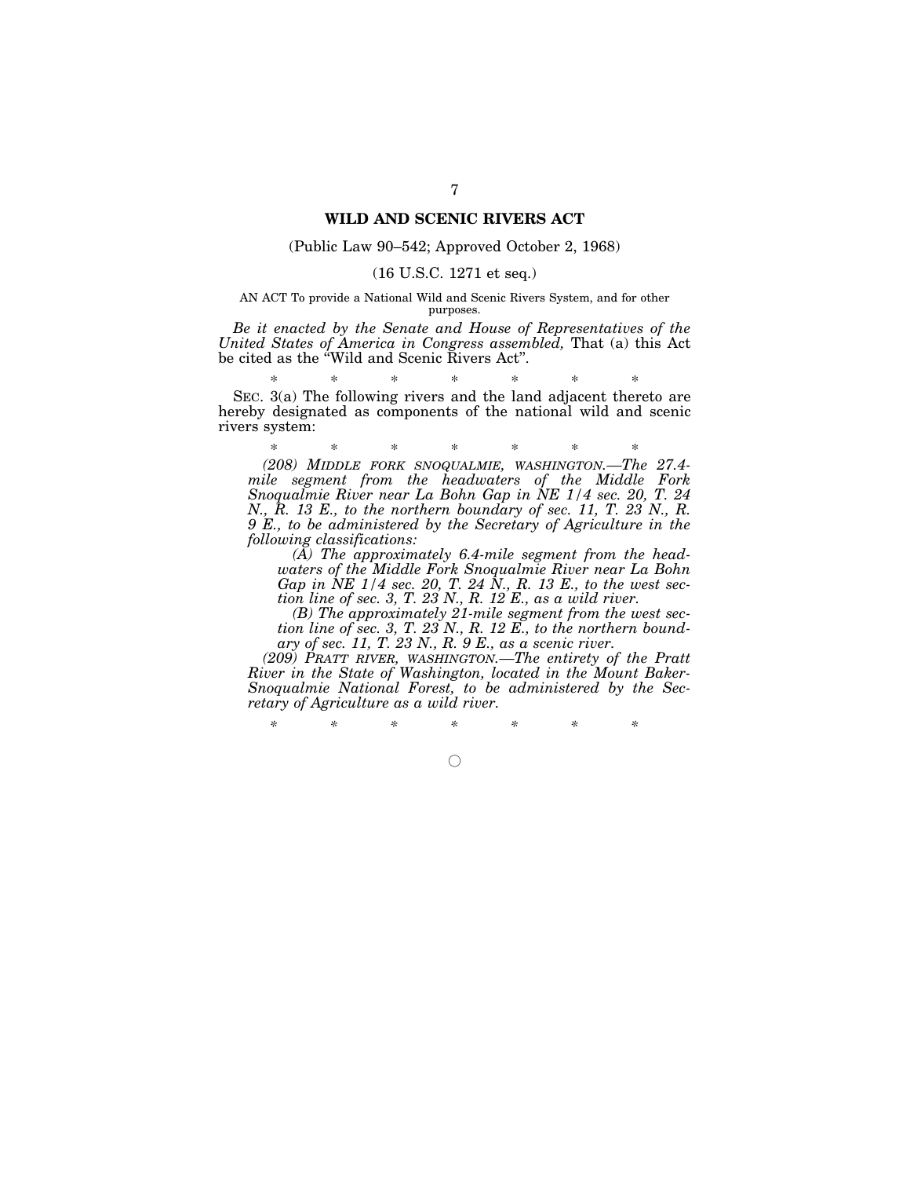## WILD AND SCENIC RIVERS ACT

(Public Law 90–542; Approved October 2, 1968)

(16 U.S.C. 1271 et seq.)

AN ACT To provide a National Wild and Scenic Rivers System, and for other purposes.

*Be it enacted by the Senate and House of Representatives of the United States of America in Congress assembled,* That (a) this Act be cited as the "Wild and Scenic Rivers Act".

\* \* \* \* \* \* \*

SEC. 3(a) The following rivers and the land adjacent thereto are hereby designated as components of the national wild and scenic rivers system:

\* \* \* \* \* \* \*

*(208) MIDDLE FORK SNOQUALMIE, WASHINGTON.—The 27.4-mile segment from the headwaters of the Middle Fork Snoqualmie River near La Bohn Gap in NE 1/4 sec. 20, T. 24 N., R. 13 E., to the northern boundary of sec. 11, T. 23 N., R. 9 E., to be administered by the Secretary of Agriculture in the following classifications:*

*(A) The approximately 6.4-mile segment from the headwaters of the Middle Fork Snoqualmie River near La Bohn Gap in NE 1/4 sec. 20, T. 24 N., R. 13 E., to the west section line of sec. 3, T. 23 N., R. 12 E., as a wild river.*

*(B) The approximately 21-mile segment from the west section line of sec. 3, T. 23 N., R. 12 E., to the northern boundary of sec. 11, T. 23 N., R. 9 E., as a scenic river.*

*(209) PRATT RIVER, WASHINGTON.—The entirety of the Pratt River in the State of Washington, located in the Mount Baker-Snoqualmie National Forest, to be administered by the Secretary of Agriculture as a wild river.*

\* \* \* \* \* \* \*

○